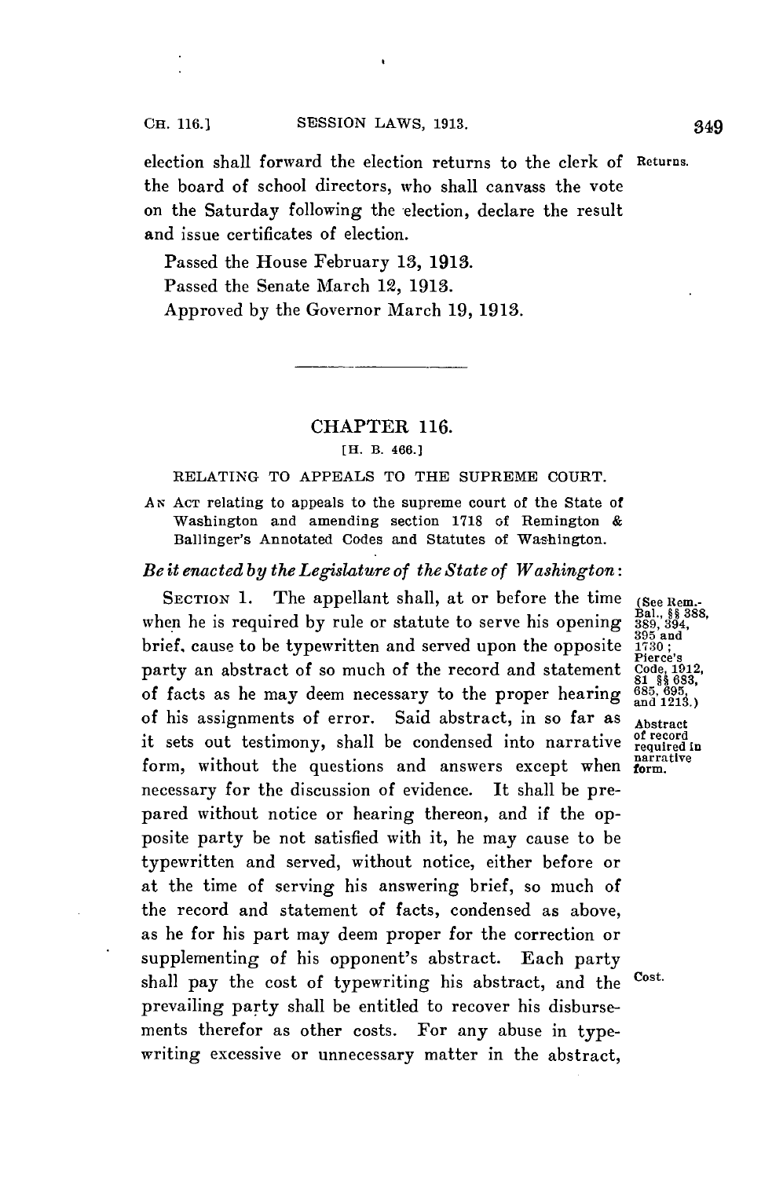election shall forward the election returns to the clerk of the board of school directors, who shall canvass the vote on the Saturday following the election, declare the result and issue certificates of election.

Returns.

Passed the House February 13, 1913.

Passed the Senate March 12, 1913.

Approved by the Governor March 19, 1913.

---

## CHAPTER 116.

[H. B. 466.]

### RELATING TO APPEALS TO THE SUPREME COURT.

AN ACT relating to appeals to the supreme court of the State of Washington and amending section 1718 of Remington & Ballinger's Annotated Codes and Statutes of Washington.

*Be it enacted by the Legislature of the State of Washington:*

SECTION 1. The appellant shall, at or before the time when he is required by rule or statute to serve his opening brief, cause to be typewritten and served upon the opposite party an abstract of so much of the record and statement of facts as he may deem necessary to the proper hearing of his assignments of error. Said abstract, in so far as it sets out testimony, shall be condensed into narrative form, without the questions and answers except when necessary for the discussion of evidence. It shall be prepared without notice or hearing thereon, and if the opposite party be not satisfied with it, he may cause to be typewritten and served, without notice, either before or at the time of serving his answering brief, so much of the record and statement of facts, condensed as above, as he for his part may deem proper for the correction or supplementing of his opponent's abstract. Each party shall pay the cost of typewriting his abstract, and the prevailing party shall be entitled to recover his disbursements therefor as other costs. For any abuse in typewriting excessive or unnecessary matter in the abstract,

(See Rem.-Bal., §§ 388, 389, 394, 395 and 1730; Pierce's Code, 1912, 81 §§ 683, 685, 695, and 1213.)

Abstract of record required in narrative form.

Cost.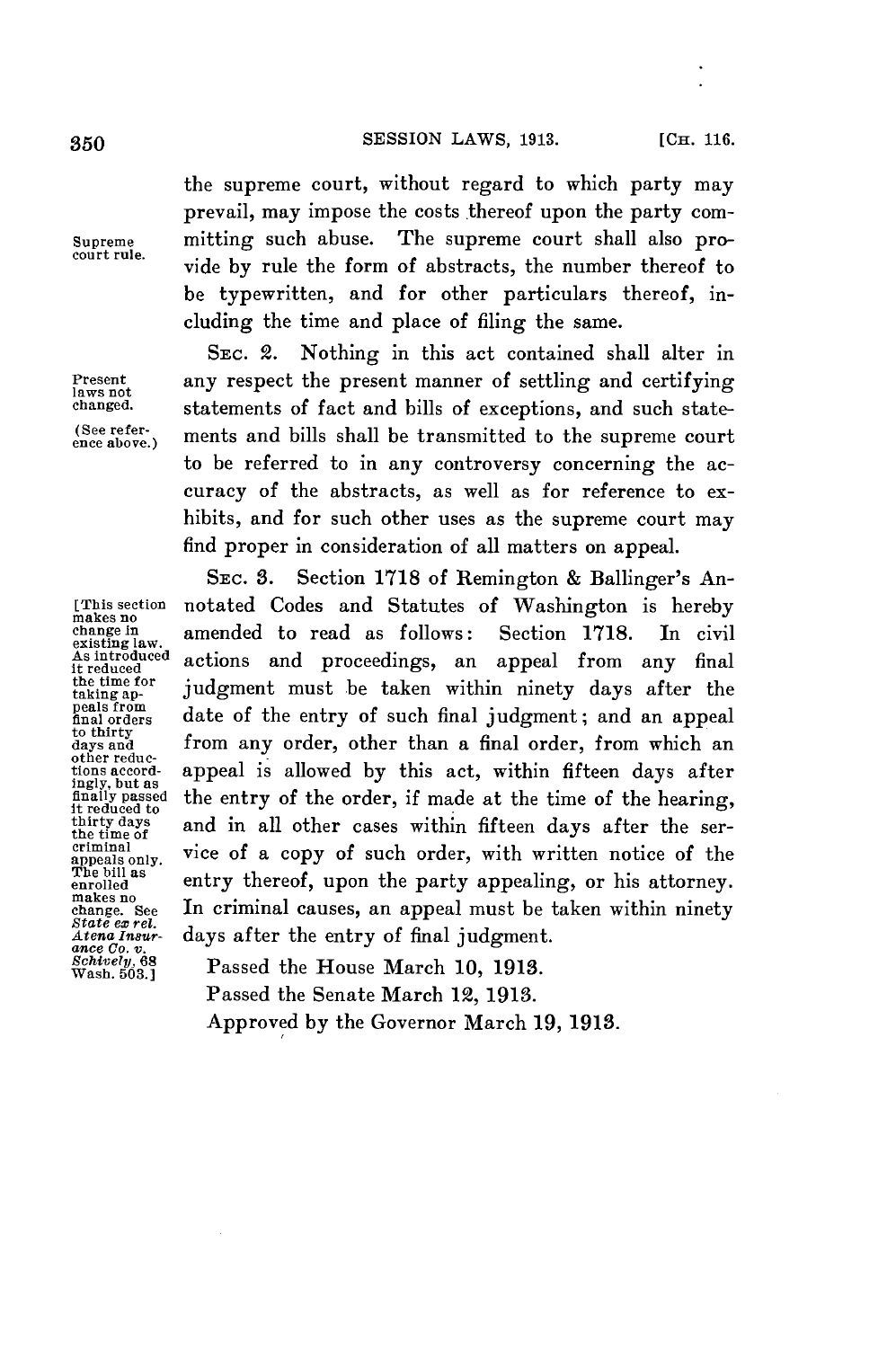the supreme court, without regard to which party may prevail, may impose the costs thereof upon the party committing such abuse. The supreme court shall also provide by rule the form of abstracts, the number thereof to be typewritten, and for other particulars thereof, including the time and place of filing the same.

Supreme court rule.

SEC. 2. Nothing in this act contained shall alter in any respect the present manner of settling and certifying statements of fact and bills of exceptions, and such statements and bills shall be transmitted to the supreme court to be referred to in any controversy concerning the accuracy of the abstracts, as well as for reference to exhibits, and for such other uses as the supreme court may find proper in consideration of all matters on appeal.

Present laws not changed.

(See reference above.)

SEC. 3. Section 1718 of Remington & Ballinger's Annotated Codes and Statutes of Washington is hereby amended to read as follows: Section 1718. In civil actions and proceedings, an appeal from any final judgment must be taken within ninety days after the date of the entry of such final judgment; and an appeal from any order, other than a final order, from which an appeal is allowed by this act, within fifteen days after the entry of the order, if made at the time of the hearing, and in all other cases within fifteen days after the service of a copy of such order, with written notice of the entry thereof, upon the party appealing, or his attorney. In criminal causes, an appeal must be taken within ninety days after the entry of final judgment.

[This section makes no change in existing law. As introduced it reduced the time for taking appeals from final orders to thirty days and other reductions accordingly, but as finally passed it reduced to thirty days the time of criminal appeals only. The bill as enrolled makes no change. See *State ex rel. Atena Insurance Co. v. Schively*, 68 Wash. 503.]

Passed the House March 10, 1913.

Passed the Senate March 12, 1913.

Approved by the Governor March 19, 1913.